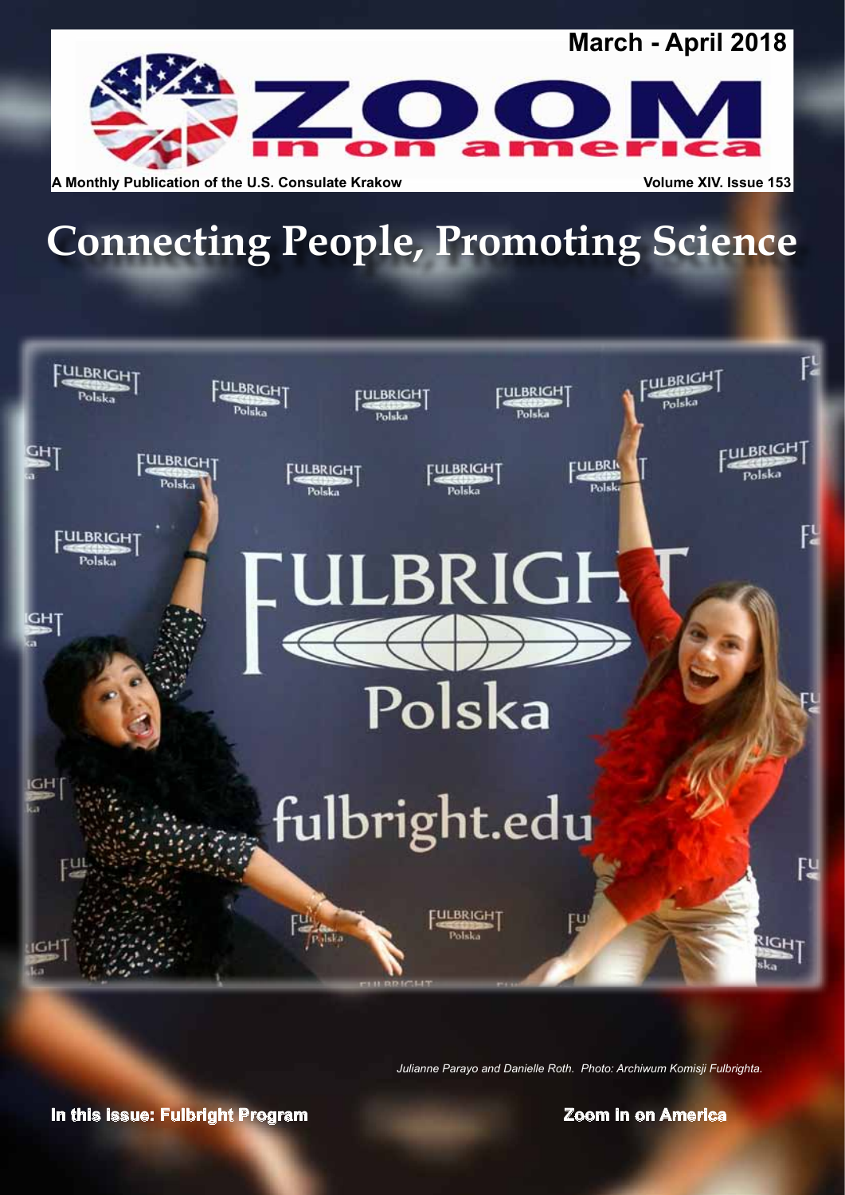March - April 2018

# ZOOM in on america

A Monthly Publication of the U.S. Consulate Krakow

Volume XIV. Issue 153

# Connecting People, Promoting Science

*Julianne Parayo and Danielle Roth. Photo: Archiwum Komisji Fulbrighta.*

**In this issue: Fulbright Program**

**Zoom in on America**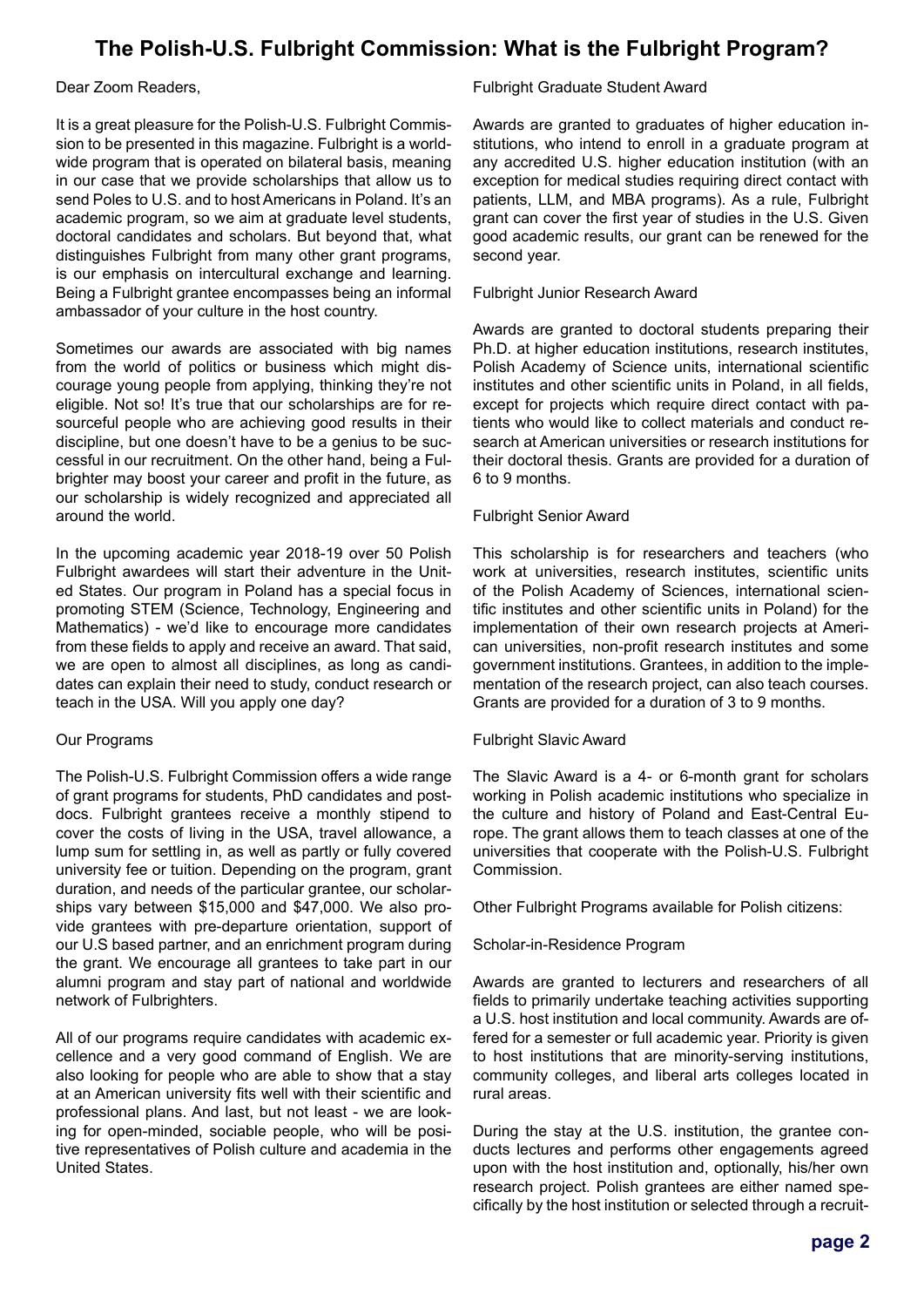# The Polish-U.S. Fulbright Commission: What is the Fulbright Program?

Dear Zoom Readers,

It is a great pleasure for the Polish-U.S. Fulbright Commission to be presented in this magazine. Fulbright is a worldwide program that is operated on bilateral basis, meaning in our case that we provide scholarships that allow us to send Poles to U.S. and to host Americans in Poland. It's an academic program, so we aim at graduate level students, doctoral candidates and scholars. But beyond that, what distinguishes Fulbright from many other grant programs, is our emphasis on intercultural exchange and learning. Being a Fulbright grantee encompasses being an informal ambassador of your culture in the host country.

Sometimes our awards are associated with big names from the world of politics or business which might discourage young people from applying, thinking they're not eligible. Not so! It's true that our scholarships are for resourceful people who are achieving good results in their discipline, but one doesn't have to be a genius to be successful in our recruitment. On the other hand, being a Fulbrighter may boost your career and profit in the future, as our scholarship is widely recognized and appreciated all around the world.

In the upcoming academic year 2018-19 over 50 Polish Fulbright awardees will start their adventure in the United States. Our program in Poland has a special focus in promoting STEM (Science, Technology, Engineering and Mathematics) - we'd like to encourage more candidates from these fields to apply and receive an award. That said, we are open to almost all disciplines, as long as candidates can explain their need to study, conduct research or teach in the USA. Will you apply one day?

## Our Programs

The Polish-U.S. Fulbright Commission offers a wide range of grant programs for students, PhD candidates and postdocs. Fulbright grantees receive a monthly stipend to cover the costs of living in the USA, travel allowance, a lump sum for settling in, as well as partly or fully covered university fee or tuition. Depending on the program, grant duration, and needs of the particular grantee, our scholarships vary between \$15,000 and \$47,000. We also provide grantees with pre-departure orientation, support of our U.S based partner, and an enrichment program during the grant. We encourage all grantees to take part in our alumni program and stay part of national and worldwide network of Fulbrighters.

All of our programs require candidates with academic excellence and a very good command of English. We are also looking for people who are able to show that a stay at an American university fits well with their scientific and professional plans. And last, but not least - we are looking for open-minded, sociable people, who will be positive representatives of Polish culture and academia in the United States.

### Fulbright Graduate Student Award

Awards are granted to graduates of higher education institutions, who intend to enroll in a graduate program at any accredited U.S. higher education institution (with an exception for medical studies requiring direct contact with patients, LLM, and MBA programs). As a rule, Fulbright grant can cover the first year of studies in the U.S. Given good academic results, our grant can be renewed for the second year.

### Fulbright Junior Research Award

Awards are granted to doctoral students preparing their Ph.D. at higher education institutions, research institutes, Polish Academy of Science units, international scientific institutes and other scientific units in Poland, in all fields, except for projects which require direct contact with patients who would like to collect materials and conduct research at American universities or research institutions for their doctoral thesis. Grants are provided for a duration of 6 to 9 months.

### Fulbright Senior Award

This scholarship is for researchers and teachers (who work at universities, research institutes, scientific units of the Polish Academy of Sciences, international scientific institutes and other scientific units in Poland) for the implementation of their own research projects at American universities, non-profit research institutes and some government institutions. Grantees, in addition to the implementation of the research project, can also teach courses. Grants are provided for a duration of 3 to 9 months.

### Fulbright Slavic Award

The Slavic Award is a 4- or 6-month grant for scholars working in Polish academic institutions who specialize in the culture and history of Poland and East-Central Europe. The grant allows them to teach classes at one of the universities that cooperate with the Polish-U.S. Fulbright Commission.

Other Fulbright Programs available for Polish citizens:

### Scholar-in-Residence Program

Awards are granted to lecturers and researchers of all fields to primarily undertake teaching activities supporting a U.S. host institution and local community. Awards are offered for a semester or full academic year. Priority is given to host institutions that are minority-serving institutions, community colleges, and liberal arts colleges located in rural areas.

During the stay at the U.S. institution, the grantee conducts lectures and performs other engagements agreed upon with the host institution and, optionally, his/her own research project. Polish grantees are either named specifically by the host institution or selected through a recruit-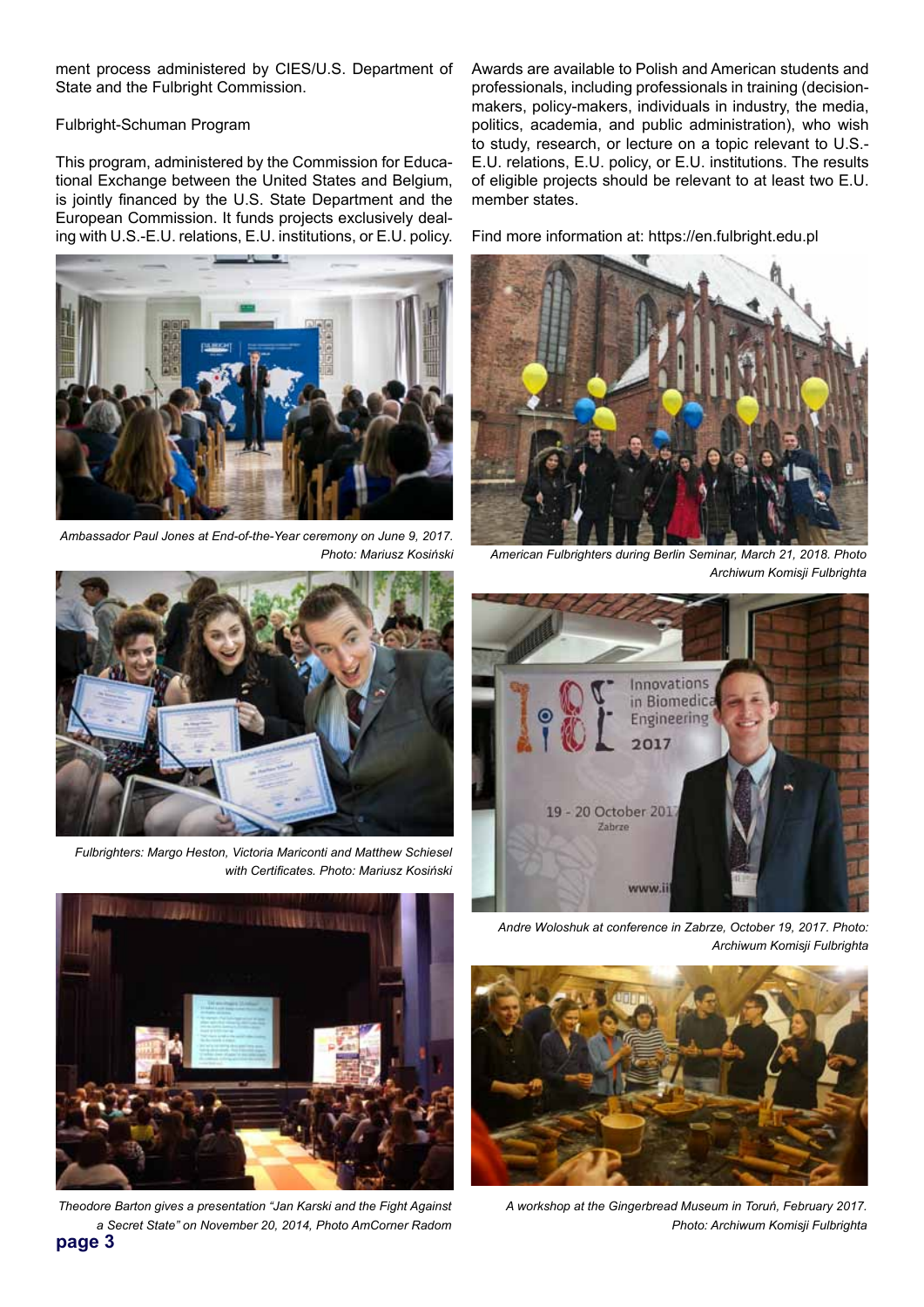ment process administered by CIES/U.S. Department of State and the Fulbright Commission.

Fulbright-Schuman Program

This program, administered by the Commission for Educational Exchange between the United States and Belgium, is jointly financed by the U.S. State Department and the European Commission. It funds projects exclusively dealing with U.S.-E.U. relations, E.U. institutions, or E.U. policy.

*Ambassador Paul Jones at End-of-the-Year ceremony on June 9, 2017. Photo: Mariusz Kosiński*

*Fulbrighters: Margo Heston, Victoria Mariconti and Matthew Schiesel with Certificates. Photo: Mariusz Kosiński*

*Theodore Barton gives a presentation "Jan Karski and the Fight Against a Secret State" on November 20, 2014, Photo AmCorner Radom*

Awards are available to Polish and American students and professionals, including professionals in training (decision-makers, policy-makers, individuals in industry, the media, politics, academia, and public administration), who wish to study, research, or lecture on a topic relevant to U.S.-E.U. relations, E.U. policy, or E.U. institutions. The results of eligible projects should be relevant to at least two E.U. member states.

Find more information at: https://en.fulbright.edu.pl

*American Fulbrighters during Berlin Seminar, March 21, 2018. Photo Archiwum Komisji Fulbrighta*

*Andre Woloshuk at conference in Zabrze, October 19, 2017. Photo: Archiwum Komisji Fulbrighta*

*A workshop at the Gingerbread Museum in Toruń, February 2017. Photo: Archiwum Komisji Fulbrighta*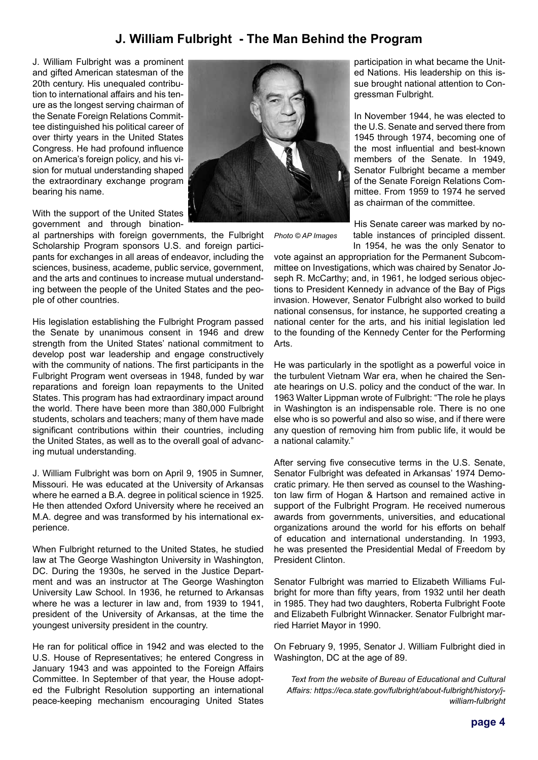# J. William Fulbright - The Man Behind the Program

J. William Fulbright was a prominent and gifted American statesman of the 20th century. His unequaled contribution to international affairs and his tenure as the longest serving chairman of the Senate Foreign Relations Committee distinguished his political career of over thirty years in the United States Congress. He had profound influence on America's foreign policy, and his vision for mutual understanding shaped the extraordinary exchange program bearing his name.

With the support of the United States government and through binational partnerships with foreign governments, the Fulbright Scholarship Program sponsors U.S. and foreign participants for exchanges in all areas of endeavor, including the sciences, business, academe, public service, government, and the arts and continues to increase mutual understanding between the people of the United States and the people of other countries.

His legislation establishing the Fulbright Program passed the Senate by unanimous consent in 1946 and drew strength from the United States' national commitment to develop post war leadership and engage constructively with the community of nations. The first participants in the Fulbright Program went overseas in 1948, funded by war reparations and foreign loan repayments to the United States. This program has had extraordinary impact around the world. There have been more than 380,000 Fulbright students, scholars and teachers; many of them have made significant contributions within their countries, including the United States, as well as to the overall goal of advancing mutual understanding.

J. William Fulbright was born on April 9, 1905 in Sumner, Missouri. He was educated at the University of Arkansas where he earned a B.A. degree in political science in 1925. He then attended Oxford University where he received an M.A. degree and was transformed by his international experience.

When Fulbright returned to the United States, he studied law at The George Washington University in Washington, DC. During the 1930s, he served in the Justice Department and was an instructor at The George Washington University Law School. In 1936, he returned to Arkansas where he was a lecturer in law and, from 1939 to 1941, president of the University of Arkansas, at the time the youngest university president in the country.

He ran for political office in 1942 and was elected to the U.S. House of Representatives; he entered Congress in January 1943 and was appointed to the Foreign Affairs Committee. In September of that year, the House adopted the Fulbright Resolution supporting an international peace-keeping mechanism encouraging United States participation in what became the United Nations. His leadership on this issue brought national attention to Congressman Fulbright.

*Photo © AP Images*

In November 1944, he was elected to the U.S. Senate and served there from 1945 through 1974, becoming one of the most influential and best-known members of the Senate. In 1949, Senator Fulbright became a member of the Senate Foreign Relations Committee. From 1959 to 1974 he served as chairman of the committee.

His Senate career was marked by notable instances of principled dissent. In 1954, he was the only Senator to vote against an appropriation for the Permanent Subcommittee on Investigations, which was chaired by Senator Joseph R. McCarthy; and, in 1961, he lodged serious objections to President Kennedy in advance of the Bay of Pigs invasion. However, Senator Fulbright also worked to build national consensus, for instance, he supported creating a national center for the arts, and his initial legislation led to the founding of the Kennedy Center for the Performing Arts.

He was particularly in the spotlight as a powerful voice in the turbulent Vietnam War era, when he chaired the Senate hearings on U.S. policy and the conduct of the war. In 1963 Walter Lippman wrote of Fulbright: "The role he plays in Washington is an indispensable role. There is no one else who is so powerful and also so wise, and if there were any question of removing him from public life, it would be a national calamity."

After serving five consecutive terms in the U.S. Senate, Senator Fulbright was defeated in Arkansas' 1974 Democratic primary. He then served as counsel to the Washington law firm of Hogan & Hartson and remained active in support of the Fulbright Program. He received numerous awards from governments, universities, and educational organizations around the world for his efforts on behalf of education and international understanding. In 1993, he was presented the Presidential Medal of Freedom by President Clinton.

Senator Fulbright was married to Elizabeth Williams Fulbright for more than fifty years, from 1932 until her death in 1985. They had two daughters, Roberta Fulbright Foote and Elizabeth Fulbright Winnacker. Senator Fulbright married Harriet Mayor in 1990.

On February 9, 1995, Senator J. William Fulbright died in Washington, DC at the age of 89.

*Text from the website of Bureau of Educational and Cultural Affairs: https://eca.state.gov/fulbright/about-fulbright/history/j-william-fulbright*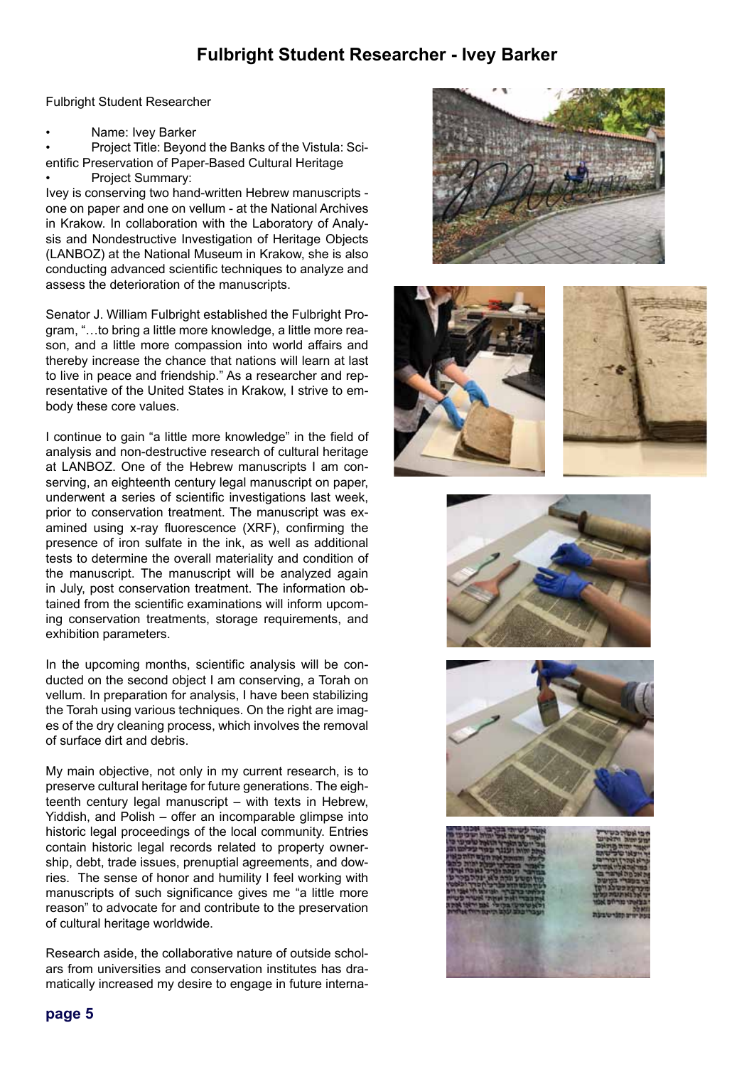# Fulbright Student Researcher - Ivey Barker

Fulbright Student Researcher

- Name: Ivey Barker
- Project Title: Beyond the Banks of the Vistula: Scientific Preservation of Paper-Based Cultural Heritage
- Project Summary:

Ivey is conserving two hand-written Hebrew manuscripts - one on paper and one on vellum - at the National Archives in Krakow. In collaboration with the Laboratory of Analysis and Nondestructive Investigation of Heritage Objects (LANBOZ) at the National Museum in Krakow, she is also conducting advanced scientific techniques to analyze and assess the deterioration of the manuscripts.

Senator J. William Fulbright established the Fulbright Program, "…to bring a little more knowledge, a little more reason, and a little more compassion into world affairs and thereby increase the chance that nations will learn at last to live in peace and friendship." As a researcher and representative of the United States in Krakow, I strive to embody these core values.

I continue to gain "a little more knowledge" in the field of analysis and non-destructive research of cultural heritage at LANBOZ. One of the Hebrew manuscripts I am conserving, an eighteenth century legal manuscript on paper, underwent a series of scientific investigations last week, prior to conservation treatment. The manuscript was examined using x-ray fluorescence (XRF), confirming the presence of iron sulfate in the ink, as well as additional tests to determine the overall materiality and condition of the manuscript. The manuscript will be analyzed again in July, post conservation treatment. The information obtained from the scientific examinations will inform upcoming conservation treatments, storage requirements, and exhibition parameters.

In the upcoming months, scientific analysis will be conducted on the second object I am conserving, a Torah on vellum. In preparation for analysis, I have been stabilizing the Torah using various techniques. On the right are images of the dry cleaning process, which involves the removal of surface dirt and debris.

My main objective, not only in my current research, is to preserve cultural heritage for future generations. The eighteenth century legal manuscript – with texts in Hebrew, Yiddish, and Polish – offer an incomparable glimpse into historic legal proceedings of the local community. Entries contain historic legal records related to property ownership, debt, trade issues, prenuptial agreements, and dowries. The sense of honor and humility I feel working with manuscripts of such significance gives me "a little more reason" to advocate for and contribute to the preservation of cultural heritage worldwide.

Research aside, the collaborative nature of outside scholars from universities and conservation institutes has dramatically increased my desire to engage in future interna-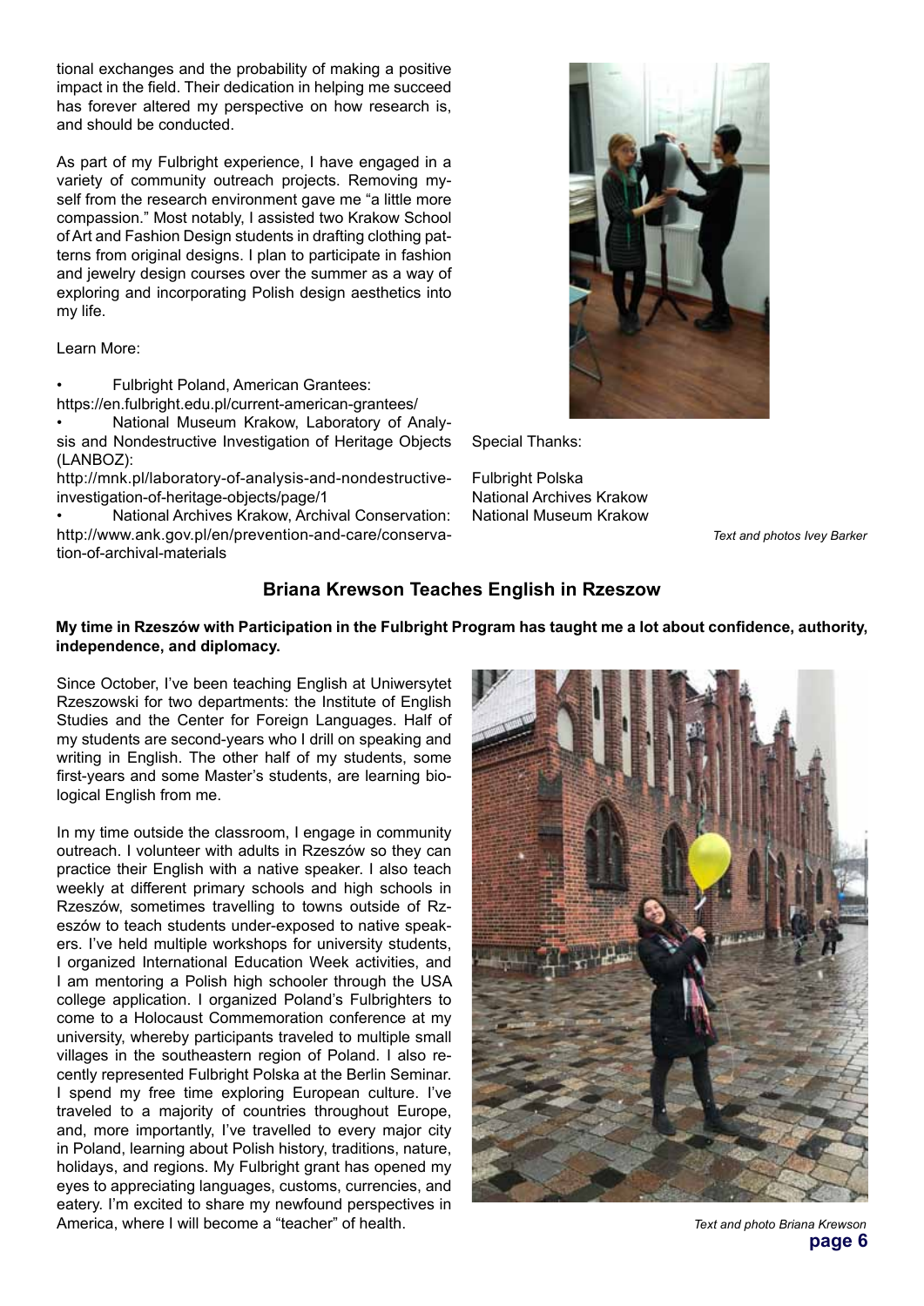tional exchanges and the probability of making a positive impact in the field. Their dedication in helping me succeed has forever altered my perspective on how research is, and should be conducted.

As part of my Fulbright experience, I have engaged in a variety of community outreach projects. Removing myself from the research environment gave me "a little more compassion." Most notably, I assisted two Krakow School of Art and Fashion Design students in drafting clothing patterns from original designs. I plan to participate in fashion and jewelry design courses over the summer as a way of exploring and incorporating Polish design aesthetics into my life.

Learn More:

- Fulbright Poland, American Grantees: https://en.fulbright.edu.pl/current-american-grantees/
- National Museum Krakow, Laboratory of Analysis and Nondestructive Investigation of Heritage Objects (LANBOZ): http://mnk.pl/laboratory-of-analysis-and-nondestructive-investigation-of-heritage-objects/page/1
- National Archives Krakow, Archival Conservation: http://www.ank.gov.pl/en/prevention-and-care/conservation-of-archival-materials

Special Thanks:

Fulbright Polska
National Archives Krakow
National Museum Krakow

*Text and photos Ivey Barker*

## Briana Krewson Teaches English in Rzeszow

**My time in Rzeszów with Participation in the Fulbright Program has taught me a lot about confidence, authority, independence, and diplomacy.**

Since October, I've been teaching English at Uniwersytet Rzeszowski for two departments: the Institute of English Studies and the Center for Foreign Languages. Half of my students are second-years who I drill on speaking and writing in English. The other half of my students, some first-years and some Master's students, are learning biological English from me.

In my time outside the classroom, I engage in community outreach. I volunteer with adults in Rzeszów so they can practice their English with a native speaker. I also teach weekly at different primary schools and high schools in Rzeszów, sometimes travelling to towns outside of Rzeszów to teach students under-exposed to native speakers. I've held multiple workshops for university students, I organized International Education Week activities, and I am mentoring a Polish high schooler through the USA college application. I organized Poland's Fulbrighters to come to a Holocaust Commemoration conference at my university, whereby participants traveled to multiple small villages in the southeastern region of Poland. I also recently represented Fulbright Polska at the Berlin Seminar. I spend my free time exploring European culture. I've traveled to a majority of countries throughout Europe, and, more importantly, I've travelled to every major city in Poland, learning about Polish history, traditions, nature, holidays, and regions. My Fulbright grant has opened my eyes to appreciating languages, customs, currencies, and eatery. I'm excited to share my newfound perspectives in America, where I will become a "teacher" of health.

*Text and photo Briana Krewson*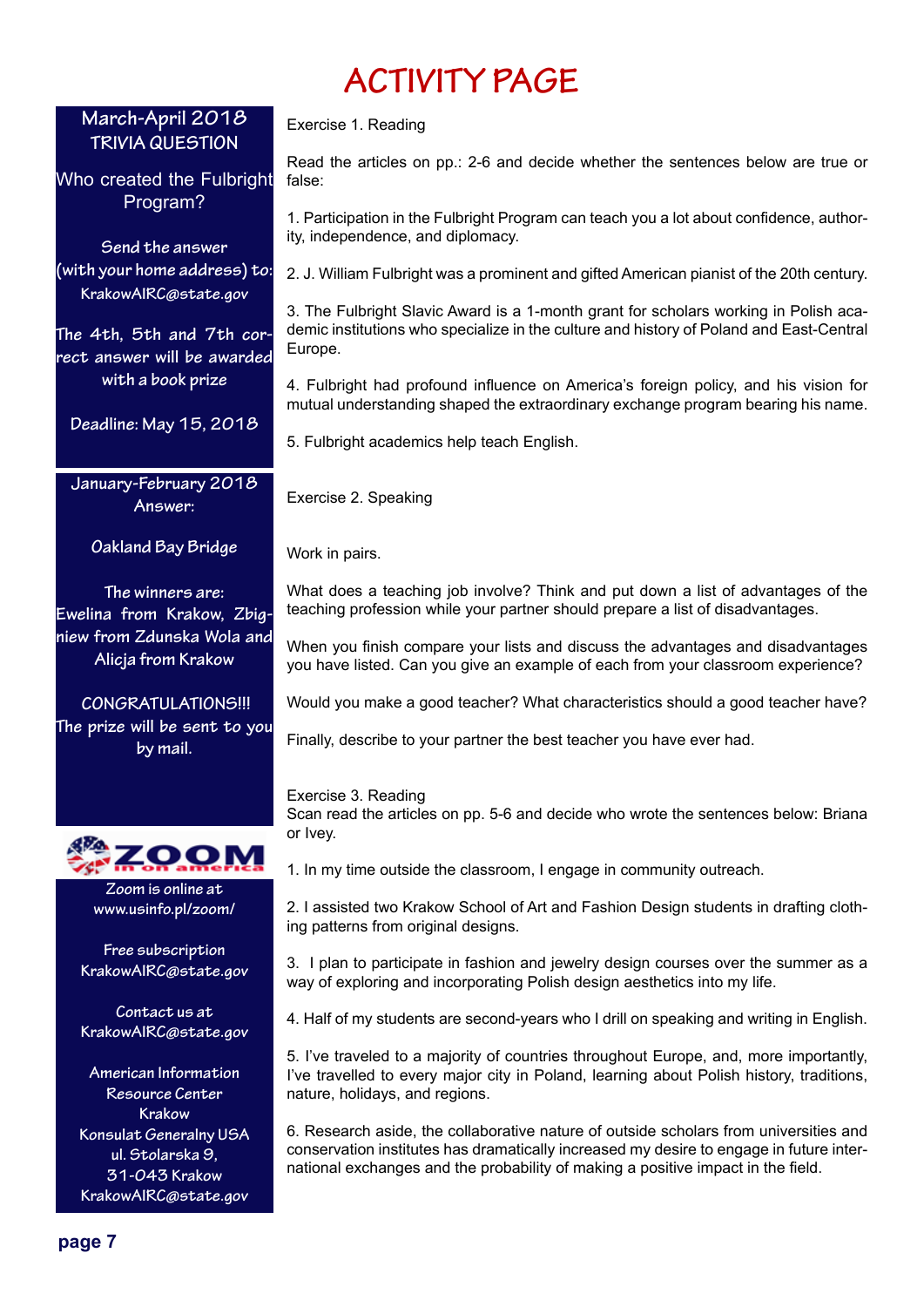# ACTIVITY PAGE

## March-April 2018 TRIVIA QUESTION

Who created the Fulbright Program?

Send the answer (with your home address) to: KrakowAIRC@state.gov

The 4th, 5th and 7th correct answer will be awarded with a book prize

Deadline: May 15, 2018

## January-February 2018 Answer:

Oakland Bay Bridge

The winners are: Ewelina from Krakow, Zbigniew from Zdunska Wola and Alicja from Krakow

CONGRATULATIONS!!! The prize will be sent to you by mail.

ZOOM in on america

Zoom is online at www.usinfo.pl/zoom/

Free subscription KrakowAIRC@state.gov

Contact us at KrakowAIRC@state.gov

American Information Resource Center Krakow
Konsulat Generalny USA
ul. Stolarska 9,
31-043 Krakow
KrakowAIRC@state.gov

---

Exercise 1. Reading

Read the articles on pp.: 2-6 and decide whether the sentences below are true or false:

1. Participation in the Fulbright Program can teach you a lot about confidence, authority, independence, and diplomacy.

2. J. William Fulbright was a prominent and gifted American pianist of the 20th century.

3. The Fulbright Slavic Award is a 1-month grant for scholars working in Polish academic institutions who specialize in the culture and history of Poland and East-Central Europe.

4. Fulbright had profound influence on America's foreign policy, and his vision for mutual understanding shaped the extraordinary exchange program bearing his name.

5. Fulbright academics help teach English.

Exercise 2. Speaking

Work in pairs.

What does a teaching job involve? Think and put down a list of advantages of the teaching profession while your partner should prepare a list of disadvantages.

When you finish compare your lists and discuss the advantages and disadvantages you have listed. Can you give an example of each from your classroom experience?

Would you make a good teacher? What characteristics should a good teacher have?

Finally, describe to your partner the best teacher you have ever had.

Exercise 3. Reading
Scan read the articles on pp. 5-6 and decide who wrote the sentences below: Briana or Ivey.

1. In my time outside the classroom, I engage in community outreach.

2. I assisted two Krakow School of Art and Fashion Design students in drafting clothing patterns from original designs.

3. I plan to participate in fashion and jewelry design courses over the summer as a way of exploring and incorporating Polish design aesthetics into my life.

4. Half of my students are second-years who I drill on speaking and writing in English.

5. I've traveled to a majority of countries throughout Europe, and, more importantly, I've travelled to every major city in Poland, learning about Polish history, traditions, nature, holidays, and regions.

6. Research aside, the collaborative nature of outside scholars from universities and conservation institutes has dramatically increased my desire to engage in future international exchanges and the probability of making a positive impact in the field.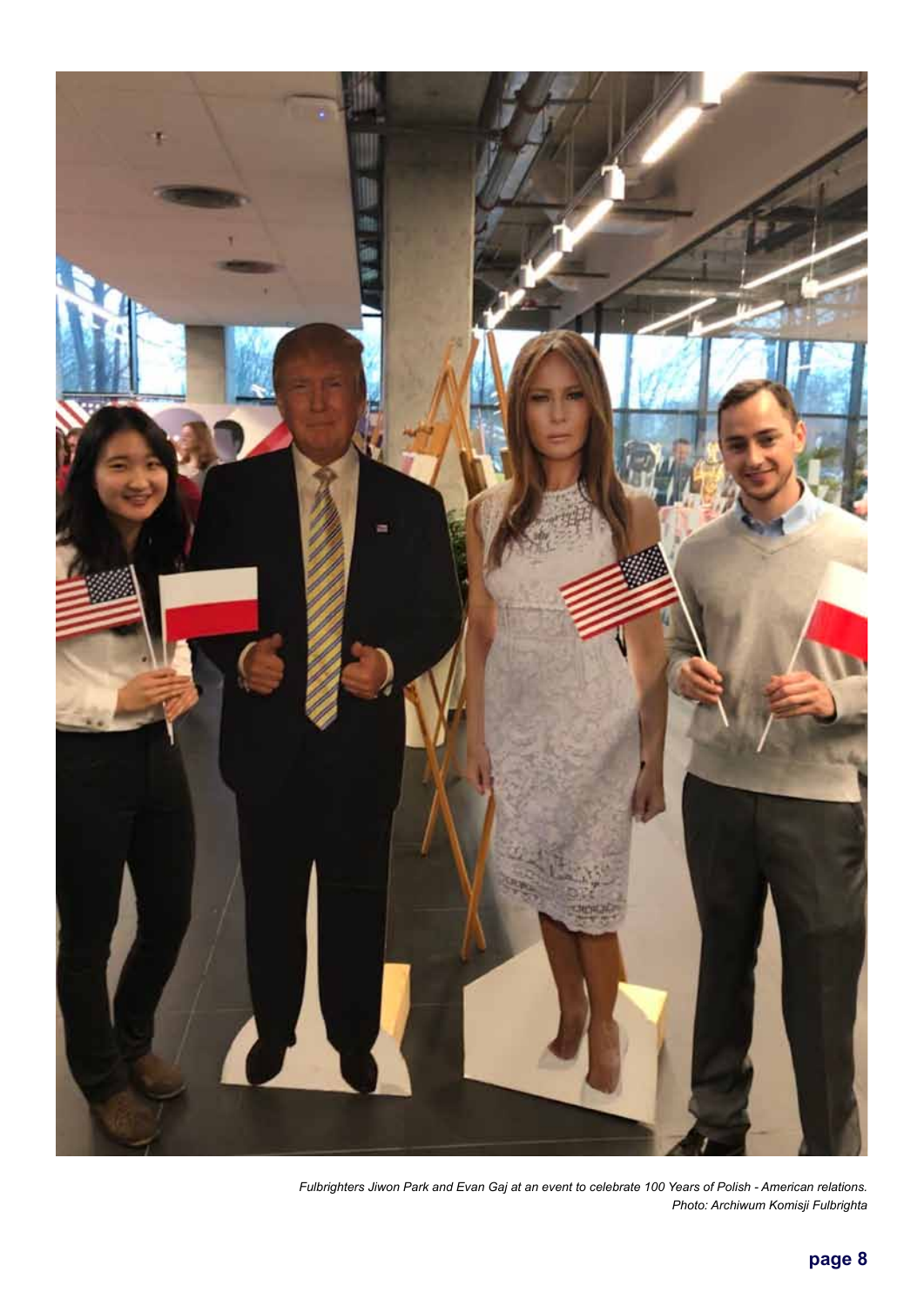*Fulbrighters Jiwon Park and Evan Gaj at an event to celebrate 100 Years of Polish - American relations.*
*Photo: Archiwum Komisji Fulbrighta*